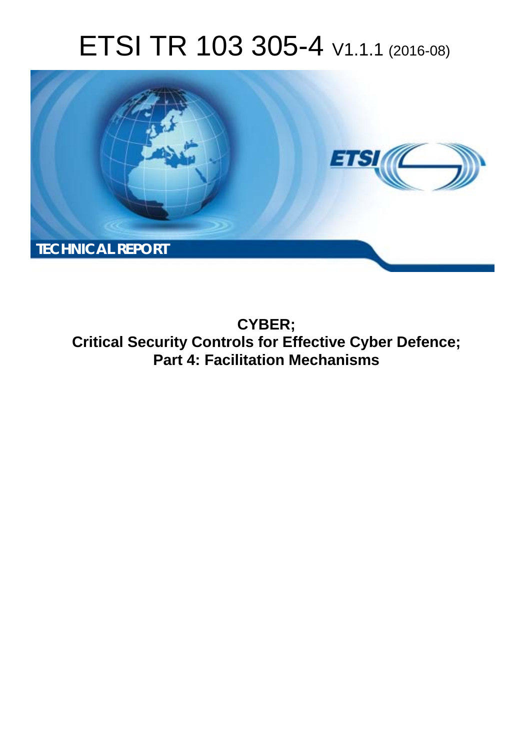# ETSI TR 103 305-4 V1.1.1 (2016-08)

TECHNICAL REPORT

**CYBER;**
**Critical Security Controls for Effective Cyber Defence;**
**Part 4: Facilitation Mechanisms**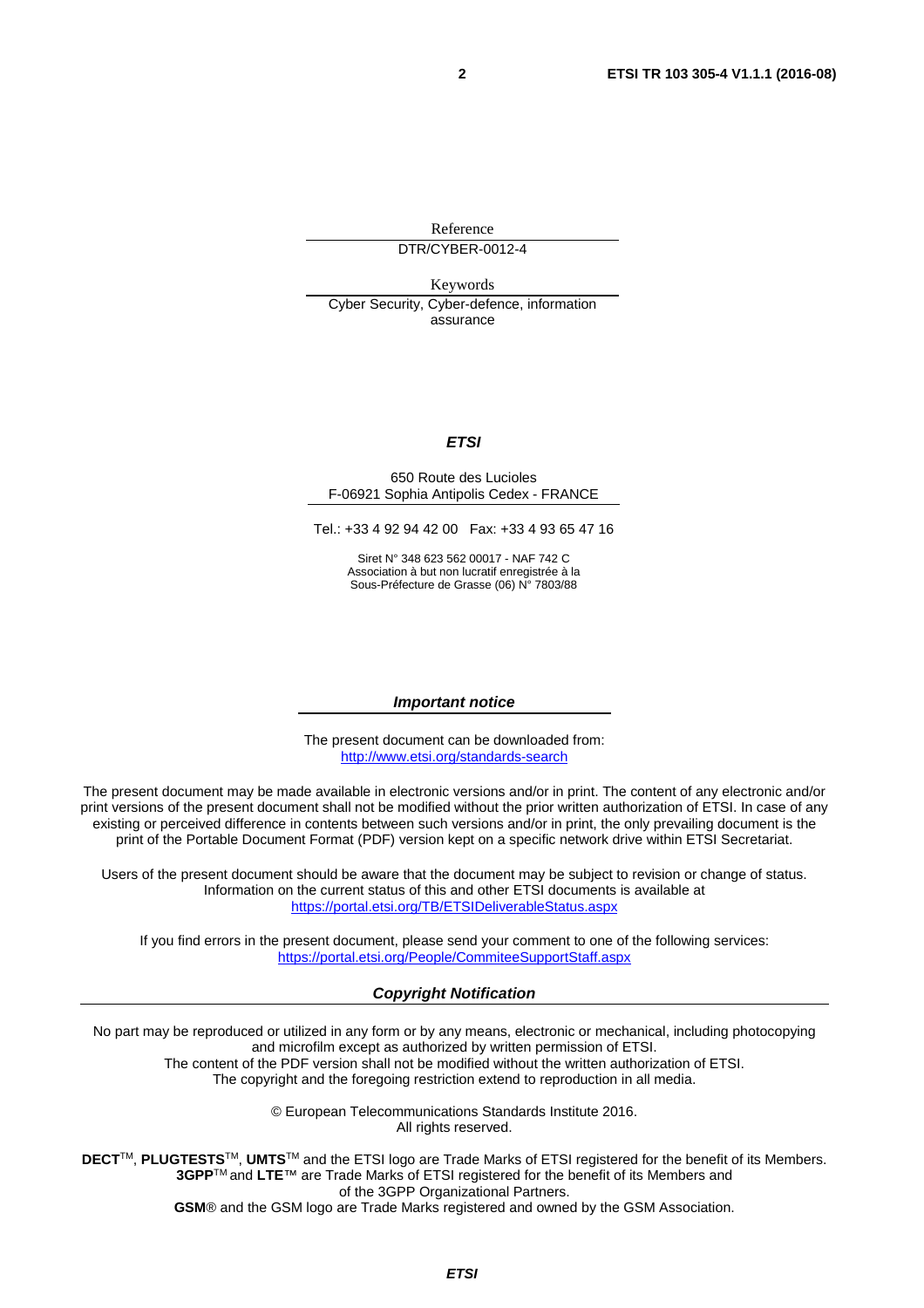Reference

DTR/CYBER-0012-4

Keywords

Cyber Security, Cyber-defence, information assurance

***ETSI***

650 Route des Lucioles
F-06921 Sophia Antipolis Cedex - FRANCE

Tel.: +33 4 92 94 42 00 Fax: +33 4 93 65 47 16

Siret N° 348 623 562 00017 - NAF 742 C
Association à but non lucratif enregistrée à la
Sous-Préfecture de Grasse (06) N° 7803/88

***Important notice***

The present document can be downloaded from:
http://www.etsi.org/standards-search

The present document may be made available in electronic versions and/or in print. The content of any electronic and/or print versions of the present document shall not be modified without the prior written authorization of ETSI. In case of any existing or perceived difference in contents between such versions and/or in print, the only prevailing document is the print of the Portable Document Format (PDF) version kept on a specific network drive within ETSI Secretariat.

Users of the present document should be aware that the document may be subject to revision or change of status. Information on the current status of this and other ETSI documents is available at
https://portal.etsi.org/TB/ETSIDeliverableStatus.aspx

If you find errors in the present document, please send your comment to one of the following services:
https://portal.etsi.org/People/CommiteeSupportStaff.aspx

***Copyright Notification***

No part may be reproduced or utilized in any form or by any means, electronic or mechanical, including photocopying and microfilm except as authorized by written permission of ETSI.
The content of the PDF version shall not be modified without the written authorization of ETSI.
The copyright and the foregoing restriction extend to reproduction in all media.

© European Telecommunications Standards Institute 2016.
All rights reserved.

**DECT**™, **PLUGTESTS**™, **UMTS**™ and the ETSI logo are Trade Marks of ETSI registered for the benefit of its Members.
**3GPP**™ and **LTE**™ are Trade Marks of ETSI registered for the benefit of its Members and of the 3GPP Organizational Partners.
**GSM**® and the GSM logo are Trade Marks registered and owned by the GSM Association.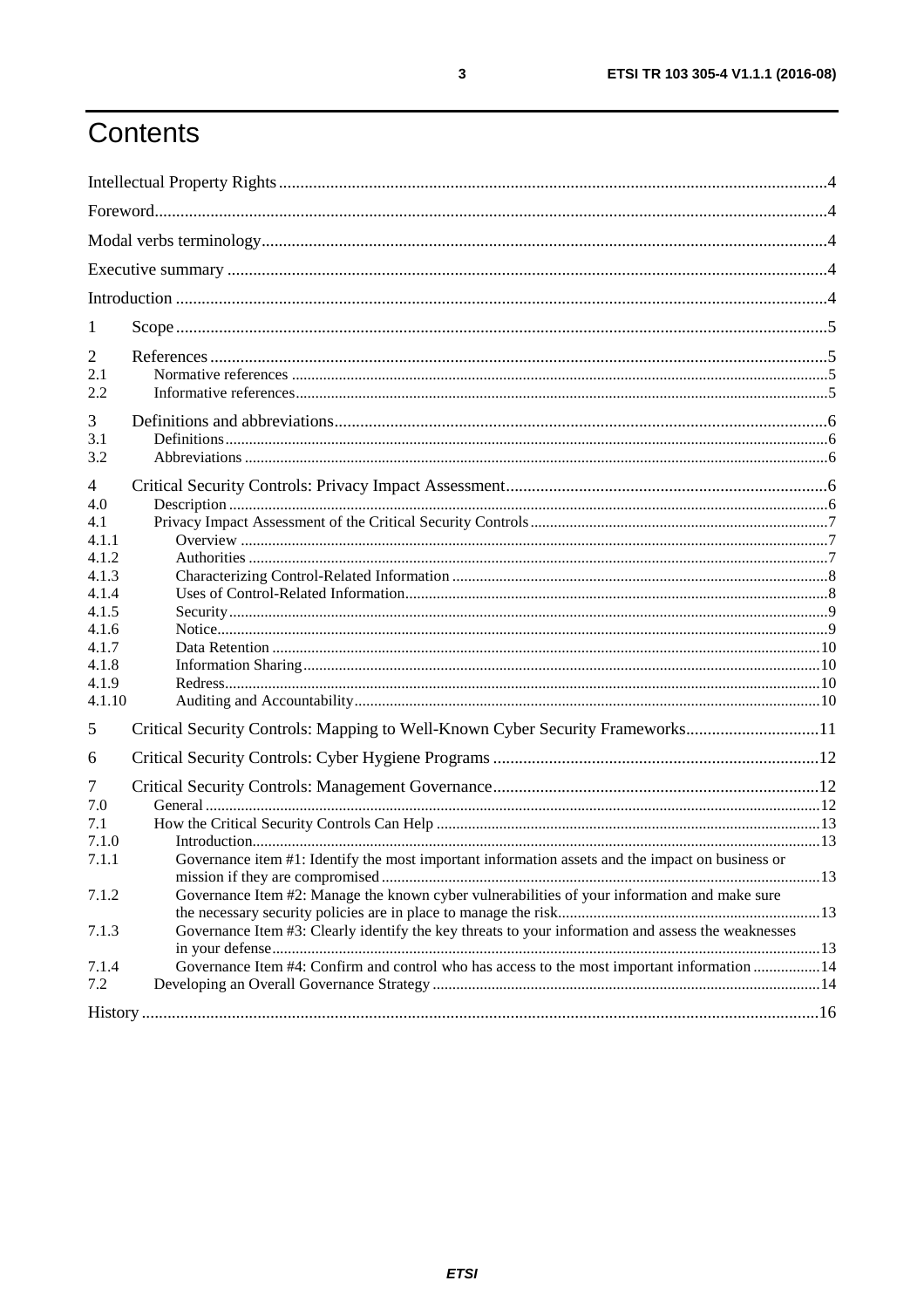# Contents

Intellectual Property Rights ....................................................................................................................................4

Foreword...............................................................................................................................................................4

Modal verbs terminology......................................................................................................................................4

Executive summary ..............................................................................................................................................4

Introduction ..........................................................................................................................................................4

1 Scope ................................................................................................................................................................5

2 References ........................................................................................................................................................5

2.1 Normative references .....................................................................................................................................5

2.2 Informative references ...................................................................................................................................5

3 Definitions and abbreviations ...........................................................................................................................6

3.1 Definitions .....................................................................................................................................................6

3.2 Abbreviations ................................................................................................................................................6

4 Critical Security Controls: Privacy Impact Assessment ...................................................................................6

4.0 Description ....................................................................................................................................................6

4.1 Privacy Impact Assessment of the Critical Security Controls .......................................................................7

4.1.1 Overview ....................................................................................................................................................7

4.1.2 Authorities ..................................................................................................................................................7

4.1.3 Characterizing Control-Related Information ...............................................................................................8

4.1.4 Uses of Control-Related Information ...........................................................................................................8

4.1.5 Security .......................................................................................................................................................9

4.1.6 Notice ..........................................................................................................................................................9

4.1.7 Data Retention ..........................................................................................................................................10

4.1.8 Information Sharing ..................................................................................................................................10

4.1.9 Redress ......................................................................................................................................................10

4.1.10 Auditing and Accountability ....................................................................................................................10

5 Critical Security Controls: Mapping to Well-Known Cyber Security Frameworks ........................................11

6 Critical Security Controls: Cyber Hygiene Programs ....................................................................................12

7 Critical Security Controls: Management Governance ....................................................................................12

7.0 General .......................................................................................................................................................12

7.1 How the Critical Security Controls Can Help .............................................................................................13

7.1.0 Introduction ...............................................................................................................................................13

7.1.1 Governance item #1: Identify the most important information assets and the impact on business or mission if they are compromised ..........................................................................................................13

7.1.2 Governance Item #2: Manage the known cyber vulnerabilities of your information and make sure the necessary security policies are in place to manage the risk ..................................................................13

7.1.3 Governance Item #3: Clearly identify the key threats to your information and assess the weaknesses in your defense .............................................................................................................................................13

7.1.4 Governance Item #4: Confirm and control who has access to the most important information ................14

7.2 Developing an Overall Governance Strategy ...............................................................................................14

History ...............................................................................................................................................................16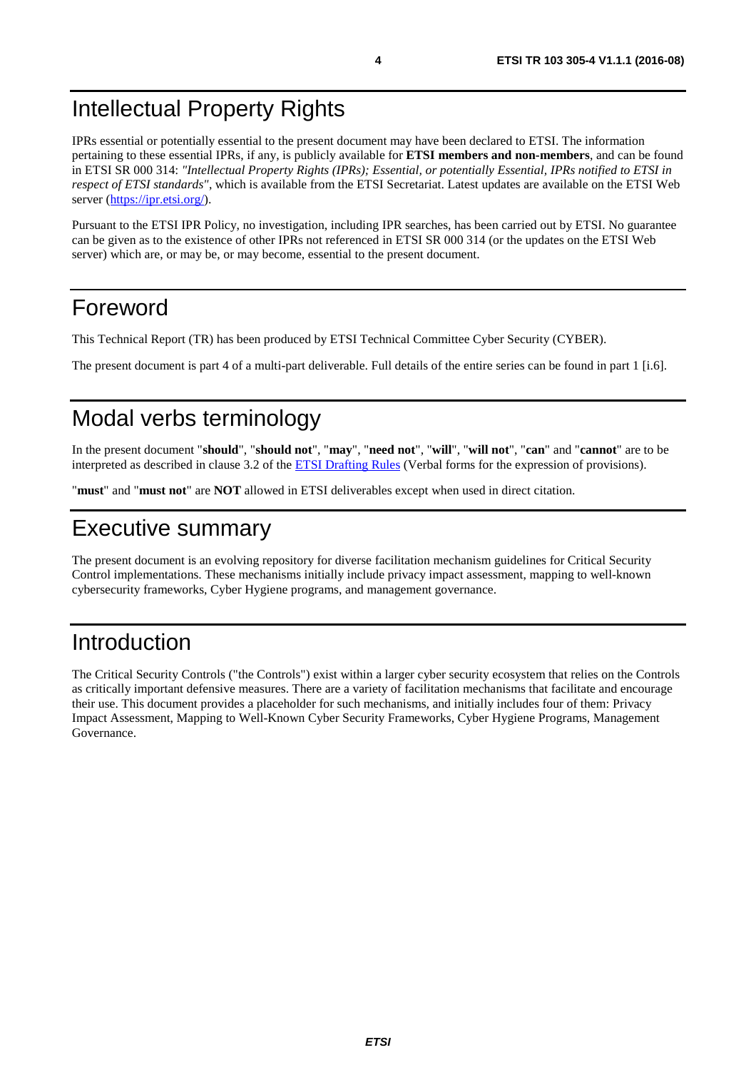# Intellectual Property Rights

IPRs essential or potentially essential to the present document may have been declared to ETSI. The information pertaining to these essential IPRs, if any, is publicly available for **ETSI members and non-members**, and can be found in ETSI SR 000 314: *"Intellectual Property Rights (IPRs); Essential, or potentially Essential, IPRs notified to ETSI in respect of ETSI standards"*, which is available from the ETSI Secretariat. Latest updates are available on the ETSI Web server (https://ipr.etsi.org/).

Pursuant to the ETSI IPR Policy, no investigation, including IPR searches, has been carried out by ETSI. No guarantee can be given as to the existence of other IPRs not referenced in ETSI SR 000 314 (or the updates on the ETSI Web server) which are, or may be, or may become, essential to the present document.

# Foreword

This Technical Report (TR) has been produced by ETSI Technical Committee Cyber Security (CYBER).

The present document is part 4 of a multi-part deliverable. Full details of the entire series can be found in part 1 [i.6].

# Modal verbs terminology

In the present document "**should**", "**should not**", "**may**", "**need not**", "**will**", "**will not**", "**can**" and "**cannot**" are to be interpreted as described in clause 3.2 of the ETSI Drafting Rules (Verbal forms for the expression of provisions).

"**must**" and "**must not**" are **NOT** allowed in ETSI deliverables except when used in direct citation.

# Executive summary

The present document is an evolving repository for diverse facilitation mechanism guidelines for Critical Security Control implementations. These mechanisms initially include privacy impact assessment, mapping to well-known cybersecurity frameworks, Cyber Hygiene programs, and management governance.

# Introduction

The Critical Security Controls ("the Controls") exist within a larger cyber security ecosystem that relies on the Controls as critically important defensive measures. There are a variety of facilitation mechanisms that facilitate and encourage their use. This document provides a placeholder for such mechanisms, and initially includes four of them: Privacy Impact Assessment, Mapping to Well-Known Cyber Security Frameworks, Cyber Hygiene Programs, Management Governance.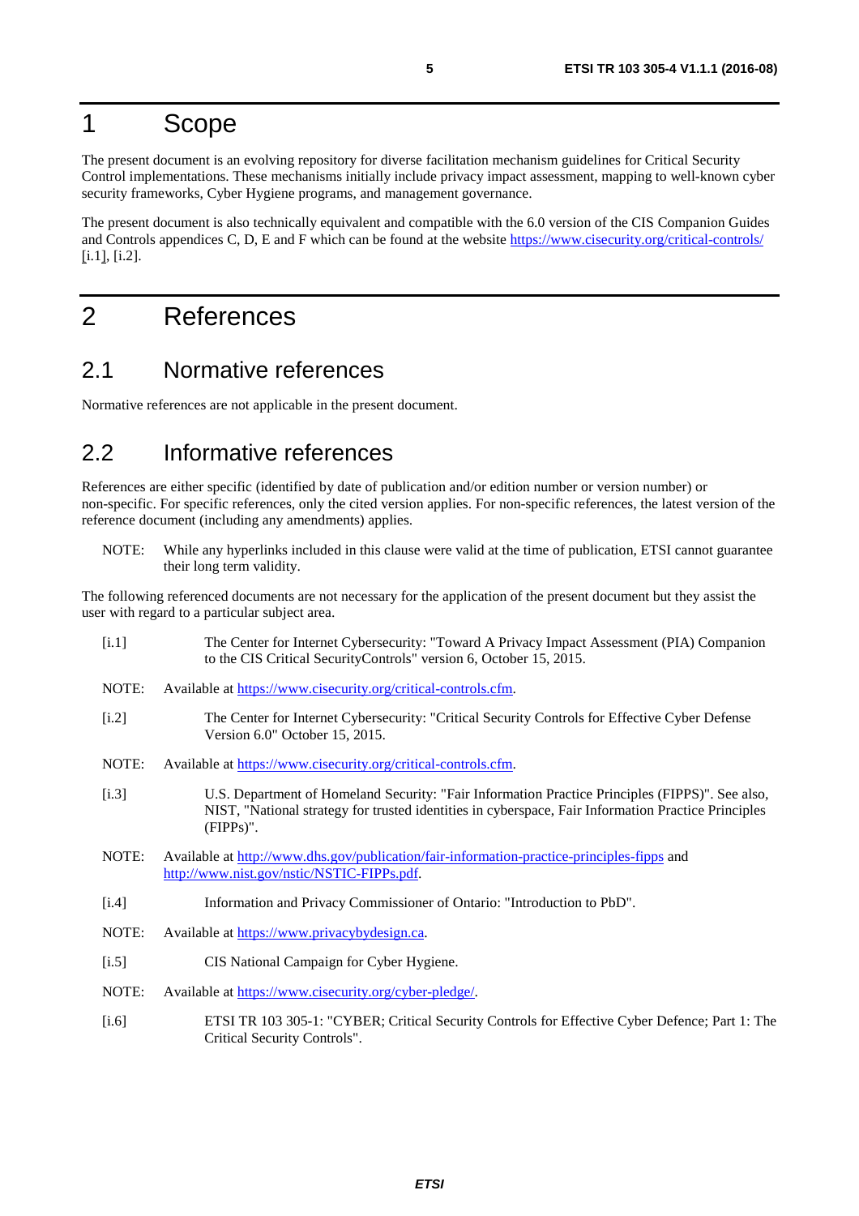# 1 Scope

The present document is an evolving repository for diverse facilitation mechanism guidelines for Critical Security Control implementations. These mechanisms initially include privacy impact assessment, mapping to well-known cyber security frameworks, Cyber Hygiene programs, and management governance.

The present document is also technically equivalent and compatible with the 6.0 version of the CIS Companion Guides and Controls appendices C, D, E and F which can be found at the website https://www.cisecurity.org/critical-controls/ [i.1], [i.2].

# 2 References

## 2.1 Normative references

Normative references are not applicable in the present document.

## 2.2 Informative references

References are either specific (identified by date of publication and/or edition number or version number) or non-specific. For specific references, only the cited version applies. For non-specific references, the latest version of the reference document (including any amendments) applies.

NOTE: While any hyperlinks included in this clause were valid at the time of publication, ETSI cannot guarantee their long term validity.

The following referenced documents are not necessary for the application of the present document but they assist the user with regard to a particular subject area.

[i.1] The Center for Internet Cybersecurity: "Toward A Privacy Impact Assessment (PIA) Companion to the CIS Critical SecurityControls" version 6, October 15, 2015.

NOTE: Available at https://www.cisecurity.org/critical-controls.cfm.

[i.2] The Center for Internet Cybersecurity: "Critical Security Controls for Effective Cyber Defense Version 6.0" October 15, 2015.

NOTE: Available at https://www.cisecurity.org/critical-controls.cfm.

[i.3] U.S. Department of Homeland Security: "Fair Information Practice Principles (FIPPS)". See also, NIST, "National strategy for trusted identities in cyberspace, Fair Information Practice Principles (FIPPs)".

NOTE: Available at http://www.dhs.gov/publication/fair-information-practice-principles-fipps and http://www.nist.gov/nstic/NSTIC-FIPPs.pdf.

[i.4] Information and Privacy Commissioner of Ontario: "Introduction to PbD".

NOTE: Available at https://www.privacybydesign.ca.

[i.5] CIS National Campaign for Cyber Hygiene.

NOTE: Available at https://www.cisecurity.org/cyber-pledge/.

[i.6] ETSI TR 103 305-1: "CYBER; Critical Security Controls for Effective Cyber Defence; Part 1: The Critical Security Controls".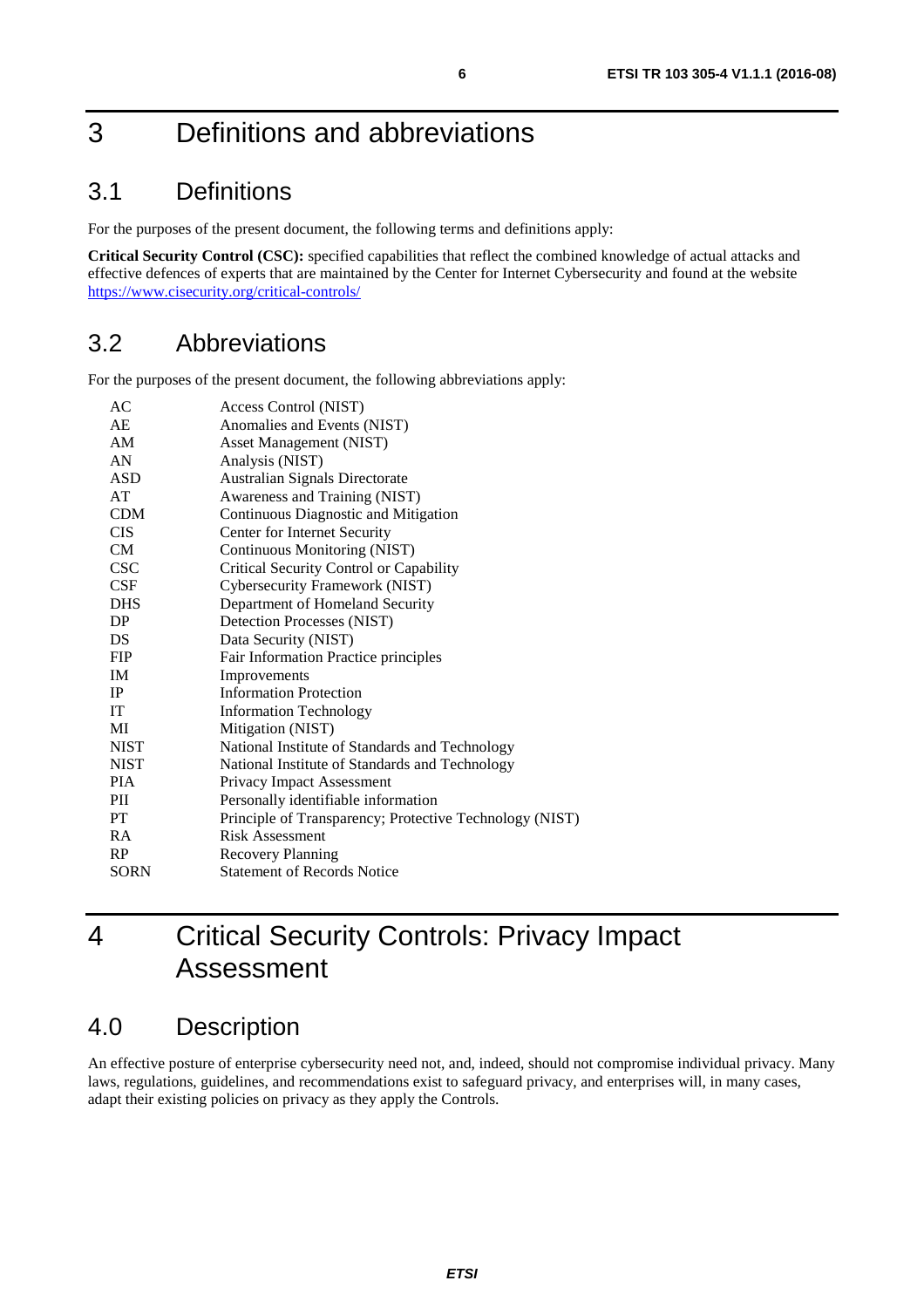# 3 Definitions and abbreviations

## 3.1 Definitions

For the purposes of the present document, the following terms and definitions apply:

**Critical Security Control (CSC):** specified capabilities that reflect the combined knowledge of actual attacks and effective defences of experts that are maintained by the Center for Internet Cybersecurity and found at the website https://www.cisecurity.org/critical-controls/

## 3.2 Abbreviations

For the purposes of the present document, the following abbreviations apply:

| | |
|---|---|
| AC | Access Control (NIST) |
| AE | Anomalies and Events (NIST) |
| AM | Asset Management (NIST) |
| AN | Analysis (NIST) |
| ASD | Australian Signals Directorate |
| AT | Awareness and Training (NIST) |
| CDM | Continuous Diagnostic and Mitigation |
| CIS | Center for Internet Security |
| CM | Continuous Monitoring (NIST) |
| CSC | Critical Security Control or Capability |
| CSF | Cybersecurity Framework (NIST) |
| DHS | Department of Homeland Security |
| DP | Detection Processes (NIST) |
| DS | Data Security (NIST) |
| FIP | Fair Information Practice principles |
| IM | Improvements |
| IP | Information Protection |
| IT | Information Technology |
| MI | Mitigation (NIST) |
| NIST | National Institute of Standards and Technology |
| NIST | National Institute of Standards and Technology |
| PIA | Privacy Impact Assessment |
| PII | Personally identifiable information |
| PT | Principle of Transparency; Protective Technology (NIST) |
| RA | Risk Assessment |
| RP | Recovery Planning |
| SORN | Statement of Records Notice |

# 4 Critical Security Controls: Privacy Impact Assessment

## 4.0 Description

An effective posture of enterprise cybersecurity need not, and, indeed, should not compromise individual privacy. Many laws, regulations, guidelines, and recommendations exist to safeguard privacy, and enterprises will, in many cases, adapt their existing policies on privacy as they apply the Controls.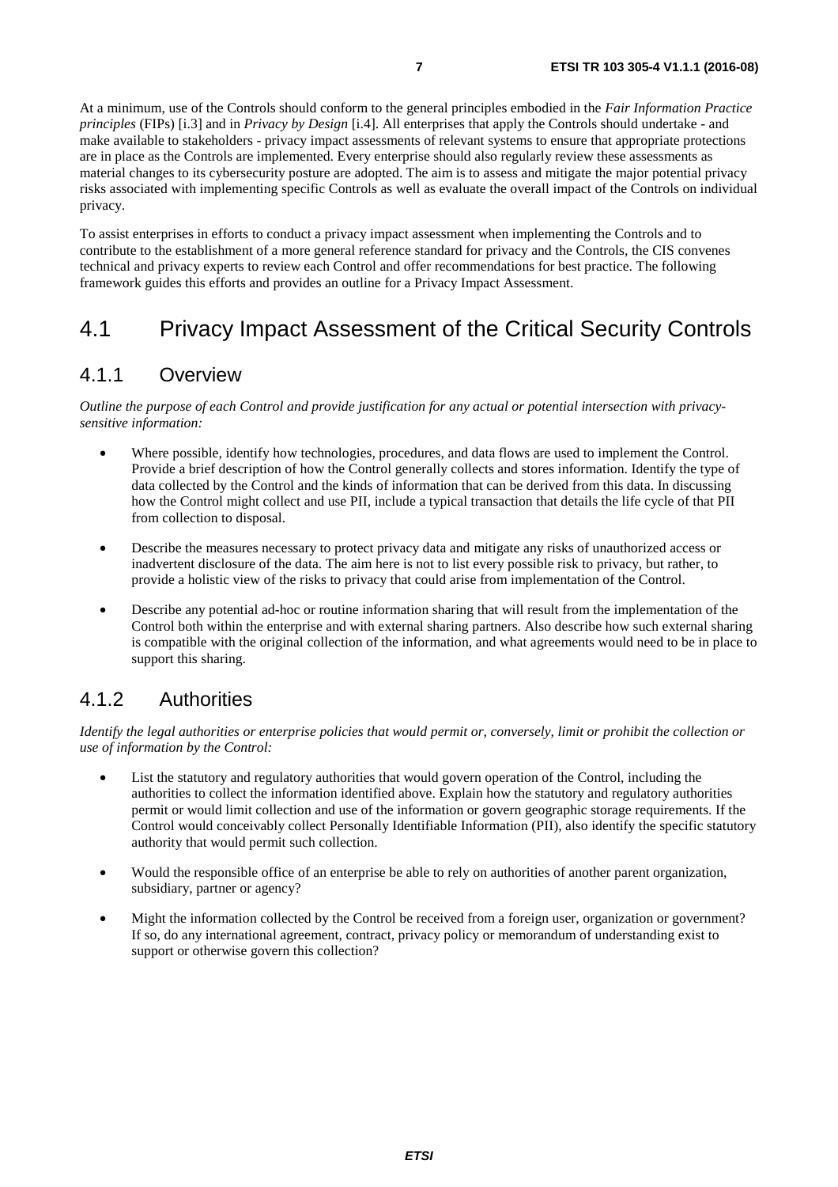At a minimum, use of the Controls should conform to the general principles embodied in the *Fair Information Practice principles* (FIPs) [i.3] and in *Privacy by Design* [i.4]. All enterprises that apply the Controls should undertake - and make available to stakeholders - privacy impact assessments of relevant systems to ensure that appropriate protections are in place as the Controls are implemented. Every enterprise should also regularly review these assessments as material changes to its cybersecurity posture are adopted. The aim is to assess and mitigate the major potential privacy risks associated with implementing specific Controls as well as evaluate the overall impact of the Controls on individual privacy.

To assist enterprises in efforts to conduct a privacy impact assessment when implementing the Controls and to contribute to the establishment of a more general reference standard for privacy and the Controls, the CIS convenes technical and privacy experts to review each Control and offer recommendations for best practice. The following framework guides this efforts and provides an outline for a Privacy Impact Assessment.

## 4.1 Privacy Impact Assessment of the Critical Security Controls

### 4.1.1 Overview

*Outline the purpose of each Control and provide justification for any actual or potential intersection with privacy-sensitive information:*

- Where possible, identify how technologies, procedures, and data flows are used to implement the Control. Provide a brief description of how the Control generally collects and stores information. Identify the type of data collected by the Control and the kinds of information that can be derived from this data. In discussing how the Control might collect and use PII, include a typical transaction that details the life cycle of that PII from collection to disposal.

- Describe the measures necessary to protect privacy data and mitigate any risks of unauthorized access or inadvertent disclosure of the data. The aim here is not to list every possible risk to privacy, but rather, to provide a holistic view of the risks to privacy that could arise from implementation of the Control.

- Describe any potential ad-hoc or routine information sharing that will result from the implementation of the Control both within the enterprise and with external sharing partners. Also describe how such external sharing is compatible with the original collection of the information, and what agreements would need to be in place to support this sharing.

### 4.1.2 Authorities

*Identify the legal authorities or enterprise policies that would permit or, conversely, limit or prohibit the collection or use of information by the Control:*

- List the statutory and regulatory authorities that would govern operation of the Control, including the authorities to collect the information identified above. Explain how the statutory and regulatory authorities permit or would limit collection and use of the information or govern geographic storage requirements. If the Control would conceivably collect Personally Identifiable Information (PII), also identify the specific statutory authority that would permit such collection.

- Would the responsible office of an enterprise be able to rely on authorities of another parent organization, subsidiary, partner or agency?

- Might the information collected by the Control be received from a foreign user, organization or government? If so, do any international agreement, contract, privacy policy or memorandum of understanding exist to support or otherwise govern this collection?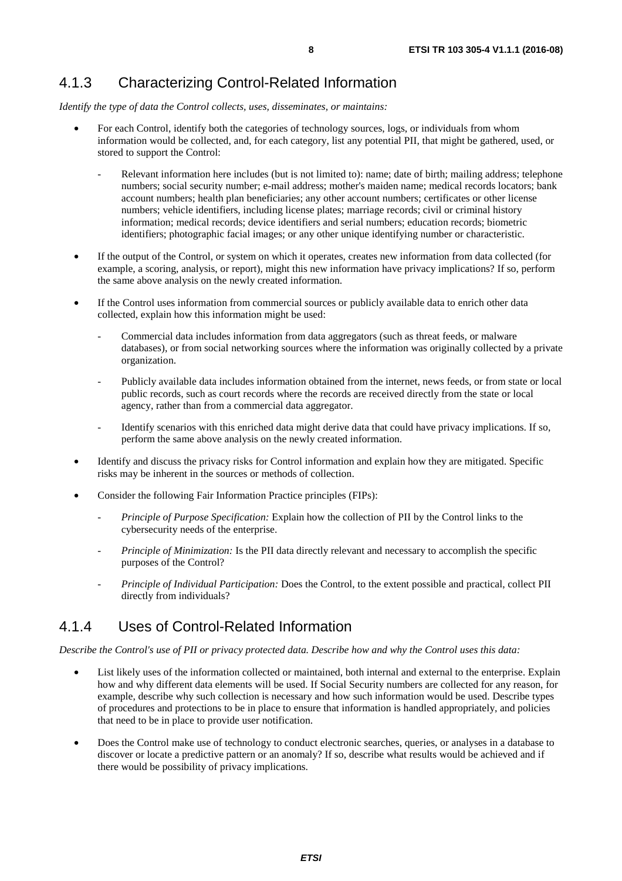### 4.1.3 Characterizing Control-Related Information

*Identify the type of data the Control collects, uses, disseminates, or maintains:*

- For each Control, identify both the categories of technology sources, logs, or individuals from whom information would be collected, and, for each category, list any potential PII, that might be gathered, used, or stored to support the Control:
    - Relevant information here includes (but is not limited to): name; date of birth; mailing address; telephone numbers; social security number; e-mail address; mother's maiden name; medical records locators; bank account numbers; health plan beneficiaries; any other account numbers; certificates or other license numbers; vehicle identifiers, including license plates; marriage records; civil or criminal history information; medical records; device identifiers and serial numbers; education records; biometric identifiers; photographic facial images; or any other unique identifying number or characteristic.
- If the output of the Control, or system on which it operates, creates new information from data collected (for example, a scoring, analysis, or report), might this new information have privacy implications? If so, perform the same above analysis on the newly created information.
- If the Control uses information from commercial sources or publicly available data to enrich other data collected, explain how this information might be used:
    - Commercial data includes information from data aggregators (such as threat feeds, or malware databases), or from social networking sources where the information was originally collected by a private organization.
    - Publicly available data includes information obtained from the internet, news feeds, or from state or local public records, such as court records where the records are received directly from the state or local agency, rather than from a commercial data aggregator.
    - Identify scenarios with this enriched data might derive data that could have privacy implications. If so, perform the same above analysis on the newly created information.
- Identify and discuss the privacy risks for Control information and explain how they are mitigated. Specific risks may be inherent in the sources or methods of collection.
- Consider the following Fair Information Practice principles (FIPs):
    - *Principle of Purpose Specification:* Explain how the collection of PII by the Control links to the cybersecurity needs of the enterprise.
    - *Principle of Minimization:* Is the PII data directly relevant and necessary to accomplish the specific purposes of the Control?
    - *Principle of Individual Participation:* Does the Control, to the extent possible and practical, collect PII directly from individuals?

### 4.1.4 Uses of Control-Related Information

*Describe the Control's use of PII or privacy protected data. Describe how and why the Control uses this data:*

- List likely uses of the information collected or maintained, both internal and external to the enterprise. Explain how and why different data elements will be used. If Social Security numbers are collected for any reason, for example, describe why such collection is necessary and how such information would be used. Describe types of procedures and protections to be in place to ensure that information is handled appropriately, and policies that need to be in place to provide user notification.
- Does the Control make use of technology to conduct electronic searches, queries, or analyses in a database to discover or locate a predictive pattern or an anomaly? If so, describe what results would be achieved and if there would be possibility of privacy implications.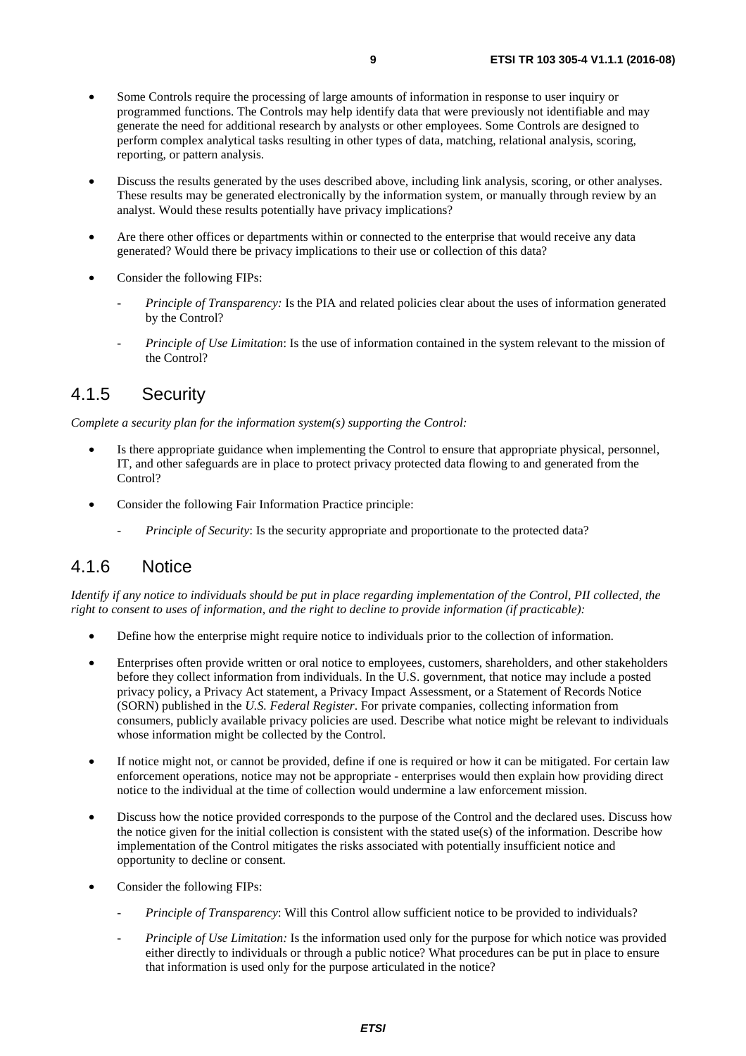- Some Controls require the processing of large amounts of information in response to user inquiry or programmed functions. The Controls may help identify data that were previously not identifiable and may generate the need for additional research by analysts or other employees. Some Controls are designed to perform complex analytical tasks resulting in other types of data, matching, relational analysis, scoring, reporting, or pattern analysis.
- Discuss the results generated by the uses described above, including link analysis, scoring, or other analyses. These results may be generated electronically by the information system, or manually through review by an analyst. Would these results potentially have privacy implications?
- Are there other offices or departments within or connected to the enterprise that would receive any data generated? Would there be privacy implications to their use or collection of this data?
- Consider the following FIPs:
    - *Principle of Transparency:* Is the PIA and related policies clear about the uses of information generated by the Control?
    - *Principle of Use Limitation*: Is the use of information contained in the system relevant to the mission of the Control?

### 4.1.5 Security

*Complete a security plan for the information system(s) supporting the Control:*

- Is there appropriate guidance when implementing the Control to ensure that appropriate physical, personnel, IT, and other safeguards are in place to protect privacy protected data flowing to and generated from the Control?
- Consider the following Fair Information Practice principle:
    - *Principle of Security*: Is the security appropriate and proportionate to the protected data?

### 4.1.6 Notice

*Identify if any notice to individuals should be put in place regarding implementation of the Control, PII collected, the right to consent to uses of information, and the right to decline to provide information (if practicable):*

- Define how the enterprise might require notice to individuals prior to the collection of information.
- Enterprises often provide written or oral notice to employees, customers, shareholders, and other stakeholders before they collect information from individuals. In the U.S. government, that notice may include a posted privacy policy, a Privacy Act statement, a Privacy Impact Assessment, or a Statement of Records Notice (SORN) published in the *U.S. Federal Register*. For private companies, collecting information from consumers, publicly available privacy policies are used. Describe what notice might be relevant to individuals whose information might be collected by the Control.
- If notice might not, or cannot be provided, define if one is required or how it can be mitigated. For certain law enforcement operations, notice may not be appropriate - enterprises would then explain how providing direct notice to the individual at the time of collection would undermine a law enforcement mission.
- Discuss how the notice provided corresponds to the purpose of the Control and the declared uses. Discuss how the notice given for the initial collection is consistent with the stated use(s) of the information. Describe how implementation of the Control mitigates the risks associated with potentially insufficient notice and opportunity to decline or consent.
- Consider the following FIPs:
    - *Principle of Transparency*: Will this Control allow sufficient notice to be provided to individuals?
    - *Principle of Use Limitation:* Is the information used only for the purpose for which notice was provided either directly to individuals or through a public notice? What procedures can be put in place to ensure that information is used only for the purpose articulated in the notice?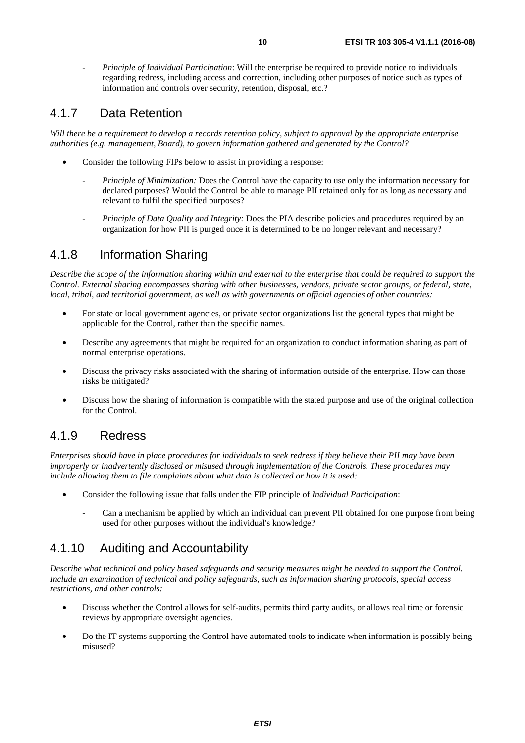- *Principle of Individual Participation*: Will the enterprise be required to provide notice to individuals regarding redress, including access and correction, including other purposes of notice such as types of information and controls over security, retention, disposal, etc.?

### 4.1.7 Data Retention

*Will there be a requirement to develop a records retention policy, subject to approval by the appropriate enterprise authorities (e.g. management, Board), to govern information gathered and generated by the Control?*

- Consider the following FIPs below to assist in providing a response:
  - *Principle of Minimization:* Does the Control have the capacity to use only the information necessary for declared purposes? Would the Control be able to manage PII retained only for as long as necessary and relevant to fulfil the specified purposes?
  - *Principle of Data Quality and Integrity:* Does the PIA describe policies and procedures required by an organization for how PII is purged once it is determined to be no longer relevant and necessary?

### 4.1.8 Information Sharing

*Describe the scope of the information sharing within and external to the enterprise that could be required to support the Control. External sharing encompasses sharing with other businesses, vendors, private sector groups, or federal, state, local, tribal, and territorial government, as well as with governments or official agencies of other countries:*

- For state or local government agencies, or private sector organizations list the general types that might be applicable for the Control, rather than the specific names.
- Describe any agreements that might be required for an organization to conduct information sharing as part of normal enterprise operations.
- Discuss the privacy risks associated with the sharing of information outside of the enterprise. How can those risks be mitigated?
- Discuss how the sharing of information is compatible with the stated purpose and use of the original collection for the Control.

### 4.1.9 Redress

*Enterprises should have in place procedures for individuals to seek redress if they believe their PII may have been improperly or inadvertently disclosed or misused through implementation of the Controls. These procedures may include allowing them to file complaints about what data is collected or how it is used:*

- Consider the following issue that falls under the FIP principle of *Individual Participation*:
  - Can a mechanism be applied by which an individual can prevent PII obtained for one purpose from being used for other purposes without the individual's knowledge?

### 4.1.10 Auditing and Accountability

*Describe what technical and policy based safeguards and security measures might be needed to support the Control. Include an examination of technical and policy safeguards, such as information sharing protocols, special access restrictions, and other controls:*

- Discuss whether the Control allows for self-audits, permits third party audits, or allows real time or forensic reviews by appropriate oversight agencies.
- Do the IT systems supporting the Control have automated tools to indicate when information is possibly being misused?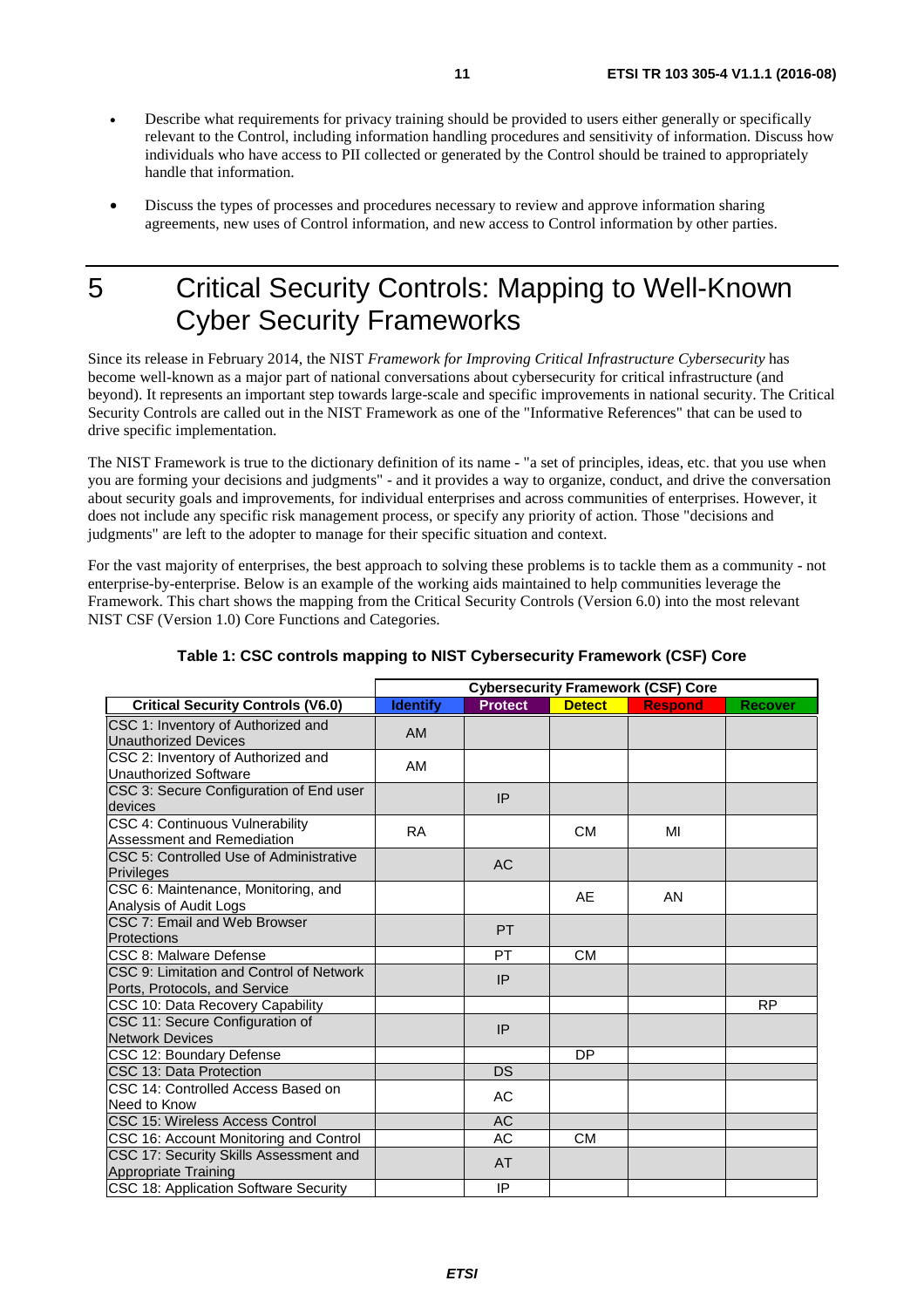- Describe what requirements for privacy training should be provided to users either generally or specifically relevant to the Control, including information handling procedures and sensitivity of information. Discuss how individuals who have access to PII collected or generated by the Control should be trained to appropriately handle that information.
- Discuss the types of processes and procedures necessary to review and approve information sharing agreements, new uses of Control information, and new access to Control information by other parties.

# 5 Critical Security Controls: Mapping to Well-Known Cyber Security Frameworks

Since its release in February 2014, the NIST *Framework for Improving Critical Infrastructure Cybersecurity* has become well-known as a major part of national conversations about cybersecurity for critical infrastructure (and beyond). It represents an important step towards large-scale and specific improvements in national security. The Critical Security Controls are called out in the NIST Framework as one of the "Informative References" that can be used to drive specific implementation.

The NIST Framework is true to the dictionary definition of its name - "a set of principles, ideas, etc. that you use when you are forming your decisions and judgments" - and it provides a way to organize, conduct, and drive the conversation about security goals and improvements, for individual enterprises and across communities of enterprises. However, it does not include any specific risk management process, or specify any priority of action. Those "decisions and judgments" are left to the adopter to manage for their specific situation and context.

For the vast majority of enterprises, the best approach to solving these problems is to tackle them as a community - not enterprise-by-enterprise. Below is an example of the working aids maintained to help communities leverage the Framework. This chart shows the mapping from the Critical Security Controls (Version 6.0) into the most relevant NIST CSF (Version 1.0) Core Functions and Categories.

**Table 1: CSC controls mapping to NIST Cybersecurity Framework (CSF) Core**

| | Cybersecurity Framework (CSF) Core | | | | |
|---|---|---|---|---|---|
| **Critical Security Controls (V6.0)** | **Identify** | **Protect** | **Detect** | **Respond** | **Recover** |
| CSC 1: Inventory of Authorized and Unauthorized Devices | AM | | | | |
| CSC 2: Inventory of Authorized and Unauthorized Software | AM | | | | |
| CSC 3: Secure Configuration of End user devices | | IP | | | |
| CSC 4: Continuous Vulnerability Assessment and Remediation | RA | | CM | MI | |
| CSC 5: Controlled Use of Administrative Privileges | | AC | | | |
| CSC 6: Maintenance, Monitoring, and Analysis of Audit Logs | | | AE | AN | |
| CSC 7: Email and Web Browser Protections | | PT | | | |
| CSC 8: Malware Defense | | PT | CM | | |
| CSC 9: Limitation and Control of Network Ports, Protocols, and Service | | IP | | | |
| CSC 10: Data Recovery Capability | | | | | RP |
| CSC 11: Secure Configuration of Network Devices | | IP | | | |
| CSC 12: Boundary Defense | | | DP | | |
| CSC 13: Data Protection | | DS | | | |
| CSC 14: Controlled Access Based on Need to Know | | AC | | | |
| CSC 15: Wireless Access Control | | AC | | | |
| CSC 16: Account Monitoring and Control | | AC | CM | | |
| CSC 17: Security Skills Assessment and Appropriate Training | | AT | | | |
| CSC 18: Application Software Security | | IP | | | |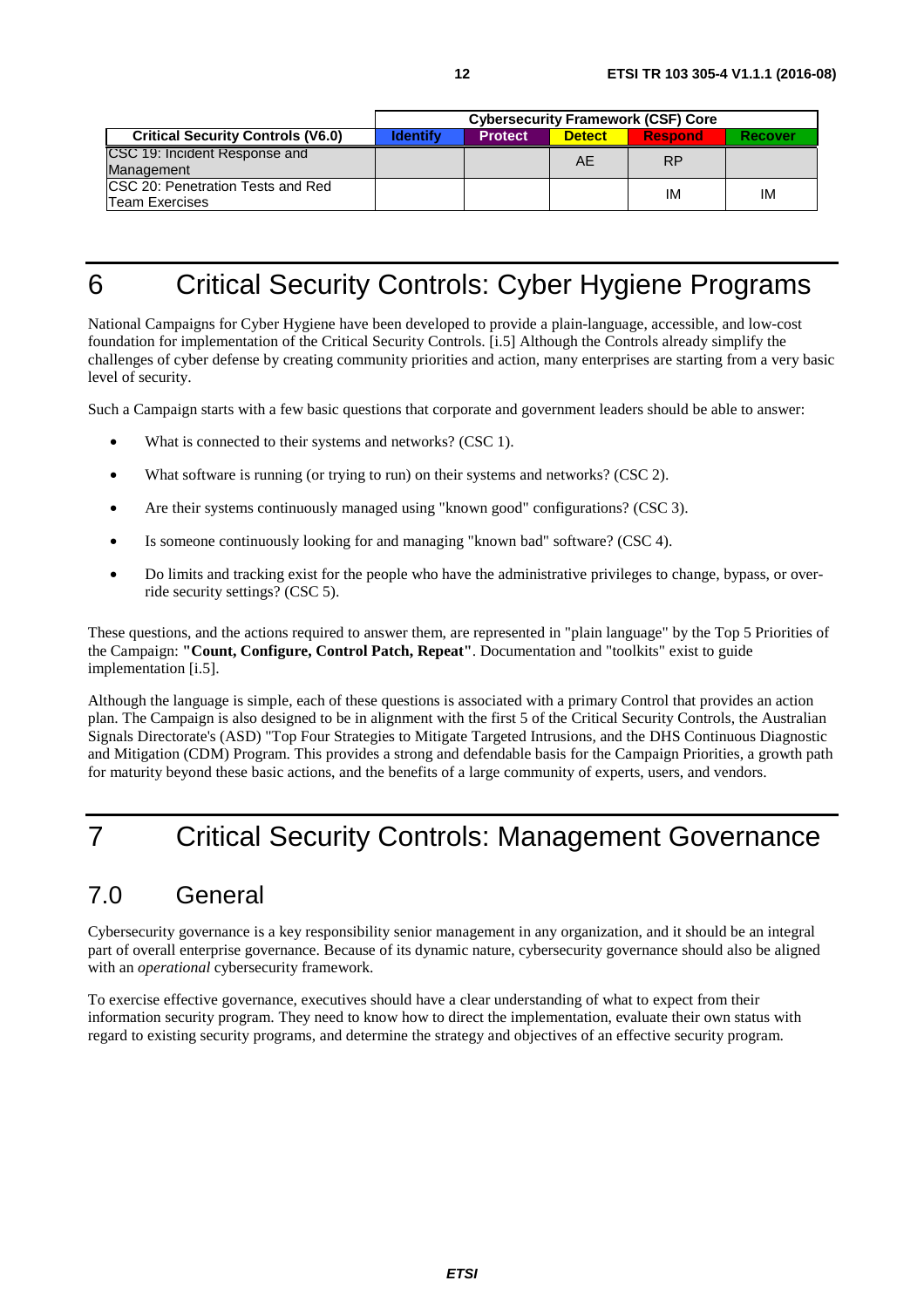| | Cybersecurity Framework (CSF) Core | | | | |
|---|---|---|---|---|---|
| **Critical Security Controls (V6.0)** | **Identify** | **Protect** | **Detect** | **Respond** | **Recover** |
| CSC 19: Incident Response and Management | | | AE | RP | |
| CSC 20: Penetration Tests and Red Team Exercises | | | | IM | IM |

# 6 Critical Security Controls: Cyber Hygiene Programs

National Campaigns for Cyber Hygiene have been developed to provide a plain-language, accessible, and low-cost foundation for implementation of the Critical Security Controls. [i.5] Although the Controls already simplify the challenges of cyber defense by creating community priorities and action, many enterprises are starting from a very basic level of security.

Such a Campaign starts with a few basic questions that corporate and government leaders should be able to answer:

- What is connected to their systems and networks? (CSC 1).
- What software is running (or trying to run) on their systems and networks? (CSC 2).
- Are their systems continuously managed using "known good" configurations? (CSC 3).
- Is someone continuously looking for and managing "known bad" software? (CSC 4).
- Do limits and tracking exist for the people who have the administrative privileges to change, bypass, or over-ride security settings? (CSC 5).

These questions, and the actions required to answer them, are represented in "plain language" by the Top 5 Priorities of the Campaign: **"Count, Configure, Control Patch, Repeat"**. Documentation and "toolkits" exist to guide implementation [i.5].

Although the language is simple, each of these questions is associated with a primary Control that provides an action plan. The Campaign is also designed to be in alignment with the first 5 of the Critical Security Controls, the Australian Signals Directorate's (ASD) "Top Four Strategies to Mitigate Targeted Intrusions, and the DHS Continuous Diagnostic and Mitigation (CDM) Program. This provides a strong and defendable basis for the Campaign Priorities, a growth path for maturity beyond these basic actions, and the benefits of a large community of experts, users, and vendors.

# 7 Critical Security Controls: Management Governance

## 7.0 General

Cybersecurity governance is a key responsibility senior management in any organization, and it should be an integral part of overall enterprise governance. Because of its dynamic nature, cybersecurity governance should also be aligned with an *operational* cybersecurity framework.

To exercise effective governance, executives should have a clear understanding of what to expect from their information security program. They need to know how to direct the implementation, evaluate their own status with regard to existing security programs, and determine the strategy and objectives of an effective security program.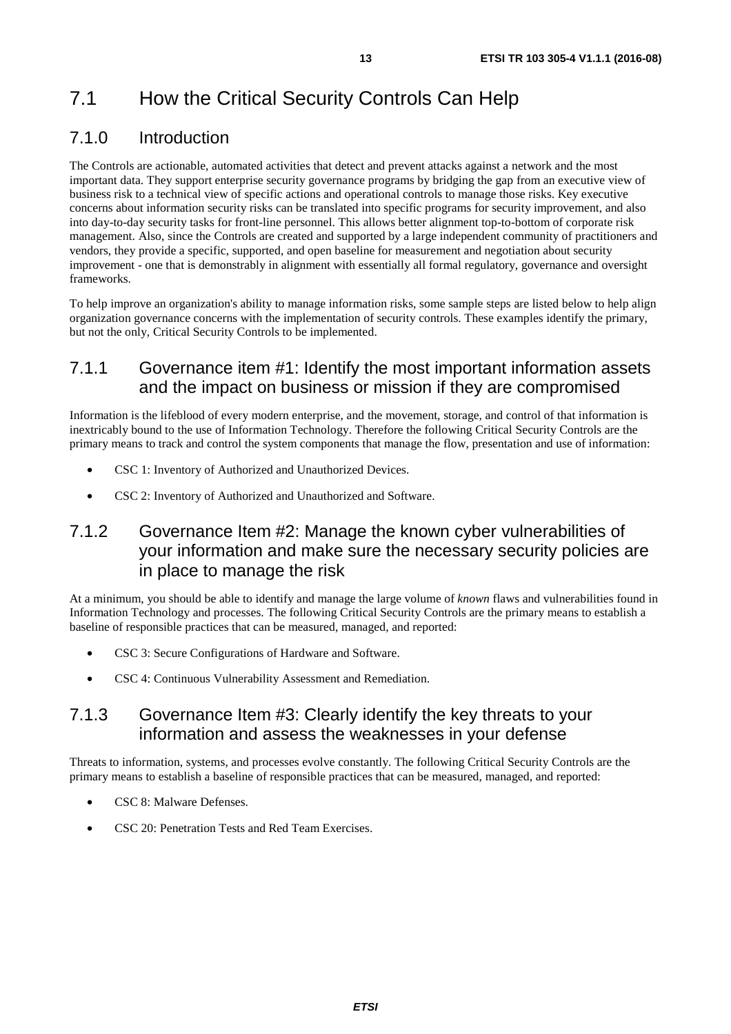# 7.1 How the Critical Security Controls Can Help

## 7.1.0 Introduction

The Controls are actionable, automated activities that detect and prevent attacks against a network and the most important data. They support enterprise security governance programs by bridging the gap from an executive view of business risk to a technical view of specific actions and operational controls to manage those risks. Key executive concerns about information security risks can be translated into specific programs for security improvement, and also into day-to-day security tasks for front-line personnel. This allows better alignment top-to-bottom of corporate risk management. Also, since the Controls are created and supported by a large independent community of practitioners and vendors, they provide a specific, supported, and open baseline for measurement and negotiation about security improvement - one that is demonstrably in alignment with essentially all formal regulatory, governance and oversight frameworks.

To help improve an organization's ability to manage information risks, some sample steps are listed below to help align organization governance concerns with the implementation of security controls. These examples identify the primary, but not the only, Critical Security Controls to be implemented.

## 7.1.1 Governance item #1: Identify the most important information assets and the impact on business or mission if they are compromised

Information is the lifeblood of every modern enterprise, and the movement, storage, and control of that information is inextricably bound to the use of Information Technology. Therefore the following Critical Security Controls are the primary means to track and control the system components that manage the flow, presentation and use of information:

- CSC 1: Inventory of Authorized and Unauthorized Devices.
- CSC 2: Inventory of Authorized and Unauthorized and Software.

## 7.1.2 Governance Item #2: Manage the known cyber vulnerabilities of your information and make sure the necessary security policies are in place to manage the risk

At a minimum, you should be able to identify and manage the large volume of *known* flaws and vulnerabilities found in Information Technology and processes. The following Critical Security Controls are the primary means to establish a baseline of responsible practices that can be measured, managed, and reported:

- CSC 3: Secure Configurations of Hardware and Software.
- CSC 4: Continuous Vulnerability Assessment and Remediation.

## 7.1.3 Governance Item #3: Clearly identify the key threats to your information and assess the weaknesses in your defense

Threats to information, systems, and processes evolve constantly. The following Critical Security Controls are the primary means to establish a baseline of responsible practices that can be measured, managed, and reported:

- CSC 8: Malware Defenses.
- CSC 20: Penetration Tests and Red Team Exercises.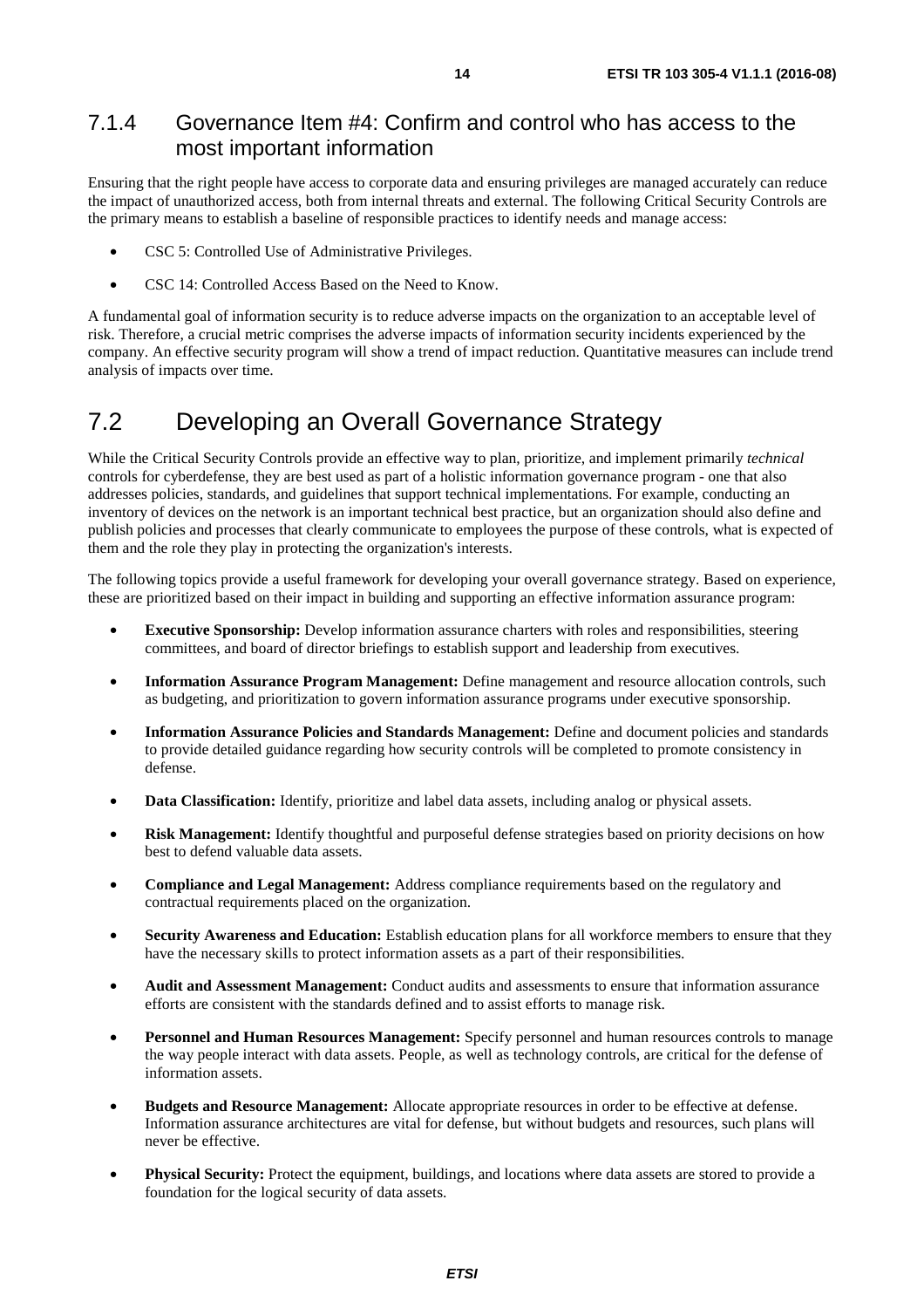### 7.1.4 Governance Item #4: Confirm and control who has access to the most important information

Ensuring that the right people have access to corporate data and ensuring privileges are managed accurately can reduce the impact of unauthorized access, both from internal threats and external. The following Critical Security Controls are the primary means to establish a baseline of responsible practices to identify needs and manage access:

- CSC 5: Controlled Use of Administrative Privileges.
- CSC 14: Controlled Access Based on the Need to Know.

A fundamental goal of information security is to reduce adverse impacts on the organization to an acceptable level of risk. Therefore, a crucial metric comprises the adverse impacts of information security incidents experienced by the company. An effective security program will show a trend of impact reduction. Quantitative measures can include trend analysis of impacts over time.

## 7.2 Developing an Overall Governance Strategy

While the Critical Security Controls provide an effective way to plan, prioritize, and implement primarily *technical* controls for cyberdefense, they are best used as part of a holistic information governance program - one that also addresses policies, standards, and guidelines that support technical implementations. For example, conducting an inventory of devices on the network is an important technical best practice, but an organization should also define and publish policies and processes that clearly communicate to employees the purpose of these controls, what is expected of them and the role they play in protecting the organization's interests.

The following topics provide a useful framework for developing your overall governance strategy. Based on experience, these are prioritized based on their impact in building and supporting an effective information assurance program:

- **Executive Sponsorship:** Develop information assurance charters with roles and responsibilities, steering committees, and board of director briefings to establish support and leadership from executives.
- **Information Assurance Program Management:** Define management and resource allocation controls, such as budgeting, and prioritization to govern information assurance programs under executive sponsorship.
- **Information Assurance Policies and Standards Management:** Define and document policies and standards to provide detailed guidance regarding how security controls will be completed to promote consistency in defense.
- **Data Classification:** Identify, prioritize and label data assets, including analog or physical assets.
- **Risk Management:** Identify thoughtful and purposeful defense strategies based on priority decisions on how best to defend valuable data assets.
- **Compliance and Legal Management:** Address compliance requirements based on the regulatory and contractual requirements placed on the organization.
- **Security Awareness and Education:** Establish education plans for all workforce members to ensure that they have the necessary skills to protect information assets as a part of their responsibilities.
- **Audit and Assessment Management:** Conduct audits and assessments to ensure that information assurance efforts are consistent with the standards defined and to assist efforts to manage risk.
- **Personnel and Human Resources Management:** Specify personnel and human resources controls to manage the way people interact with data assets. People, as well as technology controls, are critical for the defense of information assets.
- **Budgets and Resource Management:** Allocate appropriate resources in order to be effective at defense. Information assurance architectures are vital for defense, but without budgets and resources, such plans will never be effective.
- **Physical Security:** Protect the equipment, buildings, and locations where data assets are stored to provide a foundation for the logical security of data assets.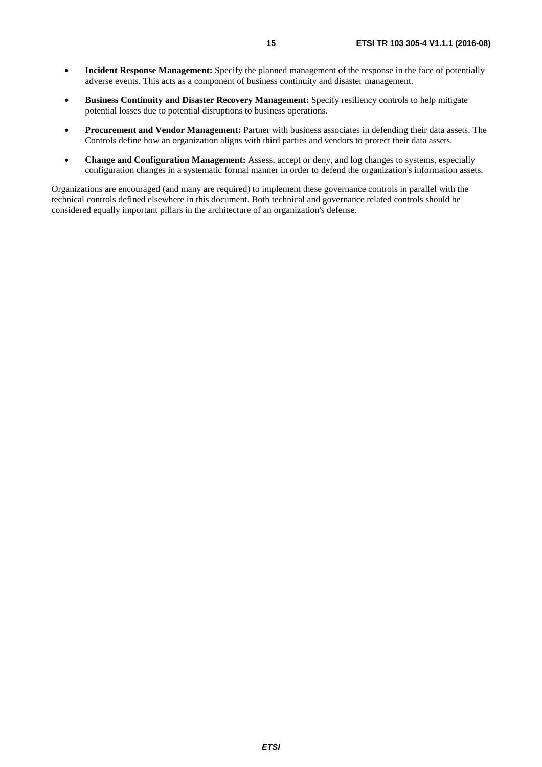- **Incident Response Management:** Specify the planned management of the response in the face of potentially adverse events. This acts as a component of business continuity and disaster management.
- **Business Continuity and Disaster Recovery Management:** Specify resiliency controls to help mitigate potential losses due to potential disruptions to business operations.
- **Procurement and Vendor Management:** Partner with business associates in defending their data assets. The Controls define how an organization aligns with third parties and vendors to protect their data assets.
- **Change and Configuration Management:** Assess, accept or deny, and log changes to systems, especially configuration changes in a systematic formal manner in order to defend the organization's information assets.

Organizations are encouraged (and many are required) to implement these governance controls in parallel with the technical controls defined elsewhere in this document. Both technical and governance related controls should be considered equally important pillars in the architecture of an organization's defense.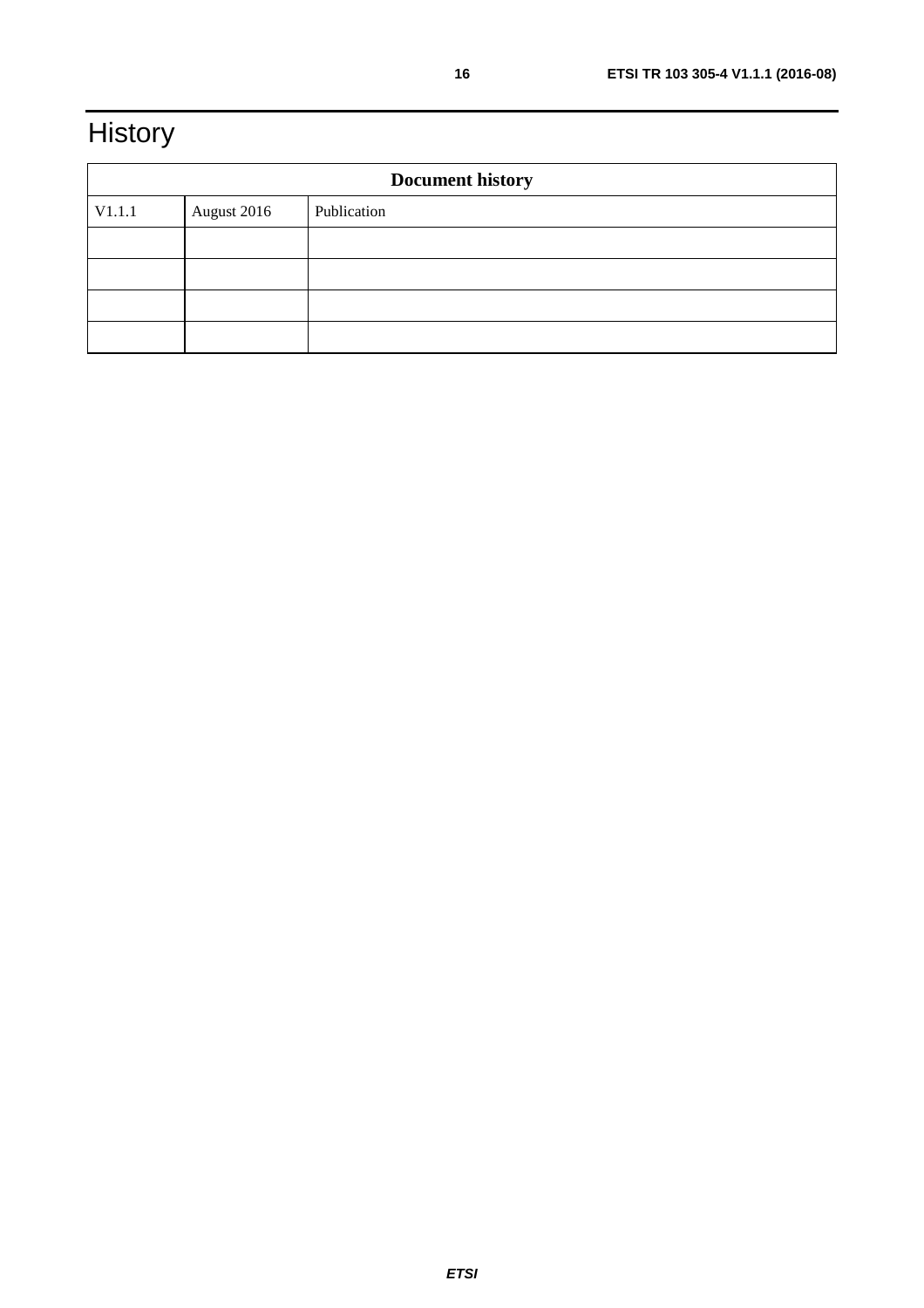# History

| Document history | | |
|---|---|---|
| V1.1.1 | August 2016 | Publication |
| | | |
| | | |
| | | |
| | | |